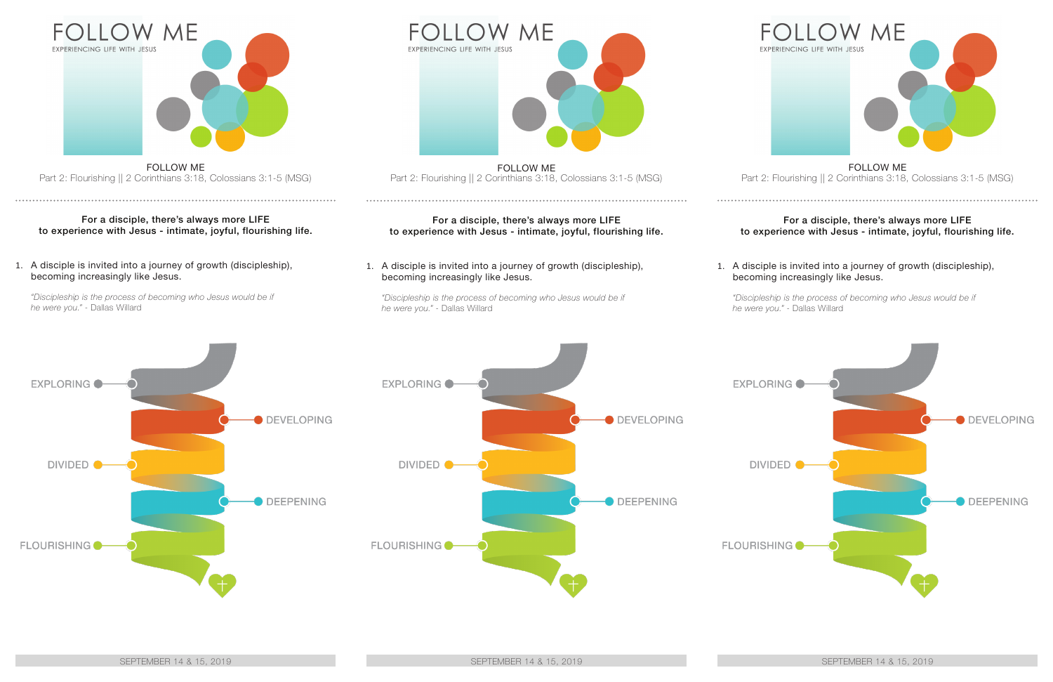# FOLLOW ME

EXPERIENCING LIFE WITH JESUS

FOLLOW ME

Part 2: Flourishing || 2 Corinthians 3:18, Colossians 3:1-5 (MSG)

**For a disciple, there's always more LIFE to experience with Jesus - intimate, joyful, flourishing life.**

1. A disciple is invited into a journey of growth (discipleship), becoming increasingly like Jesus.

   *"Discipleship is the process of becoming who Jesus would be if he were you."* - Dallas Willard

EXPLORING

DEVELOPING

DIVIDED

DEEPENING

FLOURISHING

SEPTEMBER 14 & 15, 2019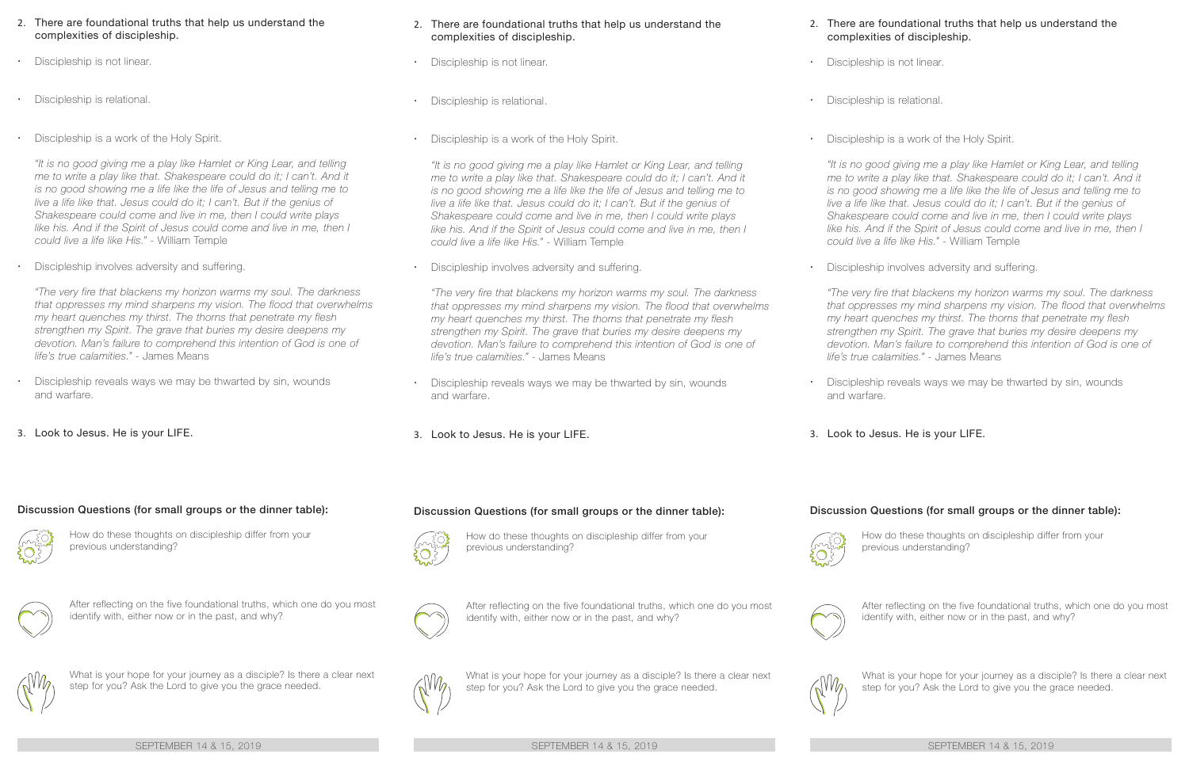2. There are foundational truths that help us understand the complexities of discipleship.

- Discipleship is not linear.
- Discipleship is relational.
- Discipleship is a work of the Holy Spirit.

  *"It is no good giving me a play like Hamlet or King Lear, and telling me to write a play like that. Shakespeare could do it; I can't. And it is no good showing me a life like the life of Jesus and telling me to live a life like that. Jesus could do it; I can't. But if the genius of Shakespeare could come and live in me, then I could write plays like his. And if the Spirit of Jesus could come and live in me, then I could live a life like His."* - William Temple

- Discipleship involves adversity and suffering.

  *"The very fire that blackens my horizon warms my soul. The darkness that oppresses my mind sharpens my vision. The flood that overwhelms my heart quenches my thirst. The thorns that penetrate my flesh strengthen my Spirit. The grave that buries my desire deepens my devotion. Man's failure to comprehend this intention of God is one of life's true calamities."* - James Means

- Discipleship reveals ways we may be thwarted by sin, wounds and warfare.

3. Look to Jesus. He is your LIFE.

**Discussion Questions (for small groups or the dinner table):**

How do these thoughts on discipleship differ from your previous understanding?

After reflecting on the five foundational truths, which one do you most identify with, either now or in the past, and why?

What is your hope for your journey as a disciple? Is there a clear next step for you? Ask the Lord to give you the grace needed.

2. There are foundational truths that help us understand the complexities of discipleship.

- Discipleship is not linear.
- Discipleship is relational.
- Discipleship is a work of the Holy Spirit.

  *"It is no good giving me a play like Hamlet or King Lear, and telling me to write a play like that. Shakespeare could do it; I can't. And it is no good showing me a life like the life of Jesus and telling me to live a life like that. Jesus could do it; I can't. But if the genius of Shakespeare could come and live in me, then I could write plays like his. And if the Spirit of Jesus could come and live in me, then I could live a life like His."* - William Temple

- Discipleship involves adversity and suffering.

  *"The very fire that blackens my horizon warms my soul. The darkness that oppresses my mind sharpens my vision. The flood that overwhelms my heart quenches my thirst. The thorns that penetrate my flesh strengthen my Spirit. The grave that buries my desire deepens my devotion. Man's failure to comprehend this intention of God is one of life's true calamities."* - James Means

- Discipleship reveals ways we may be thwarted by sin, wounds and warfare.

3. Look to Jesus. He is your LIFE.

**Discussion Questions (for small groups or the dinner table):**

How do these thoughts on discipleship differ from your previous understanding?

After reflecting on the five foundational truths, which one do you most identify with, either now or in the past, and why?

What is your hope for your journey as a disciple? Is there a clear next step for you? Ask the Lord to give you the grace needed.

2. There are foundational truths that help us understand the complexities of discipleship.

- Discipleship is not linear.
- Discipleship is relational.
- Discipleship is a work of the Holy Spirit.

  *"It is no good giving me a play like Hamlet or King Lear, and telling me to write a play like that. Shakespeare could do it; I can't. And it is no good showing me a life like the life of Jesus and telling me to live a life like that. Jesus could do it; I can't. But if the genius of Shakespeare could come and live in me, then I could write plays like his. And if the Spirit of Jesus could come and live in me, then I could live a life like His."* - William Temple

- Discipleship involves adversity and suffering.

  *"The very fire that blackens my horizon warms my soul. The darkness that oppresses my mind sharpens my vision. The flood that overwhelms my heart quenches my thirst. The thorns that penetrate my flesh strengthen my Spirit. The grave that buries my desire deepens my devotion. Man's failure to comprehend this intention of God is one of life's true calamities."* - James Means

- Discipleship reveals ways we may be thwarted by sin, wounds and warfare.

3. Look to Jesus. He is your LIFE.

**Discussion Questions (for small groups or the dinner table):**

How do these thoughts on discipleship differ from your previous understanding?

After reflecting on the five foundational truths, which one do you most identify with, either now or in the past, and why?

What is your hope for your journey as a disciple? Is there a clear next step for you? Ask the Lord to give you the grace needed.